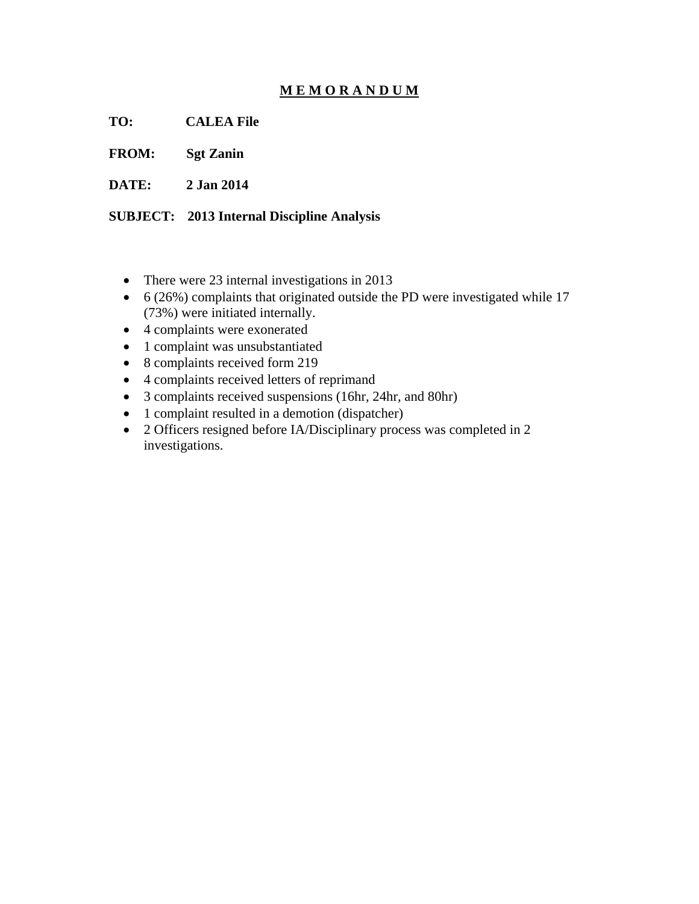# M E M O R A N D U M

**TO:** CALEA File

**FROM:** Sgt Zanin

**DATE:** 2 Jan 2014

**SUBJECT:** 2013 Internal Discipline Analysis

- There were 23 internal investigations in 2013
- 6 (26%) complaints that originated outside the PD were investigated while 17 (73%) were initiated internally.
- 4 complaints were exonerated
- 1 complaint was unsubstantiated
- 8 complaints received form 219
- 4 complaints received letters of reprimand
- 3 complaints received suspensions (16hr, 24hr, and 80hr)
- 1 complaint resulted in a demotion (dispatcher)
- 2 Officers resigned before IA/Disciplinary process was completed in 2 investigations.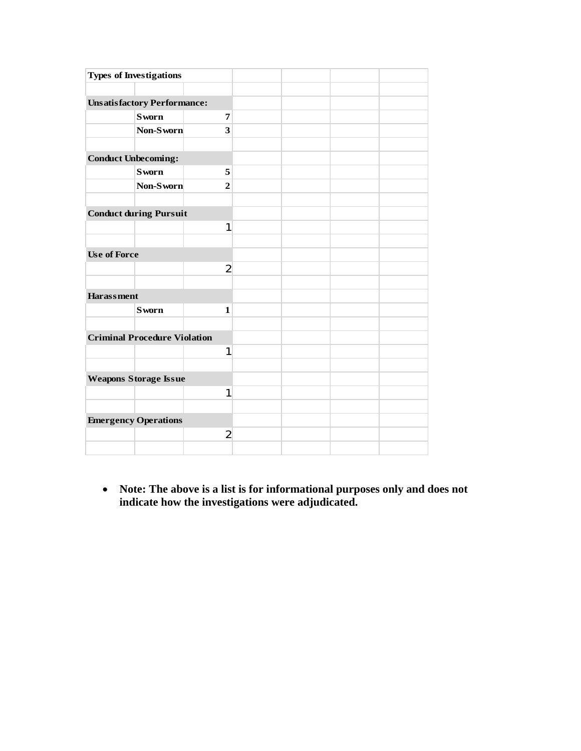| | | |
|---|---|---|
| **Types of Investigations** | | |
| | | |
| **Unsatisfactory Performance:** | | |
| | **Sworn** | **7** |
| | **Non-Sworn** | **3** |
| | | |
| **Conduct Unbecoming:** | | |
| | **Sworn** | **5** |
| | **Non-Sworn** | **2** |
| | | |
| **Conduct during Pursuit** | | |
| | | 1 |
| | | |
| **Use of Force** | | |
| | | 2 |
| | | |
| **Harassment** | | |
| | **Sworn** | **1** |
| | | |
| **Criminal Procedure Violation** | | |
| | | 1 |
| | | |
| **Weapons Storage Issue** | | |
| | | 1 |
| | | |
| **Emergency Operations** | | |
| | | 2 |

- **Note: The above is a list is for informational purposes only and does not indicate how the investigations were adjudicated.**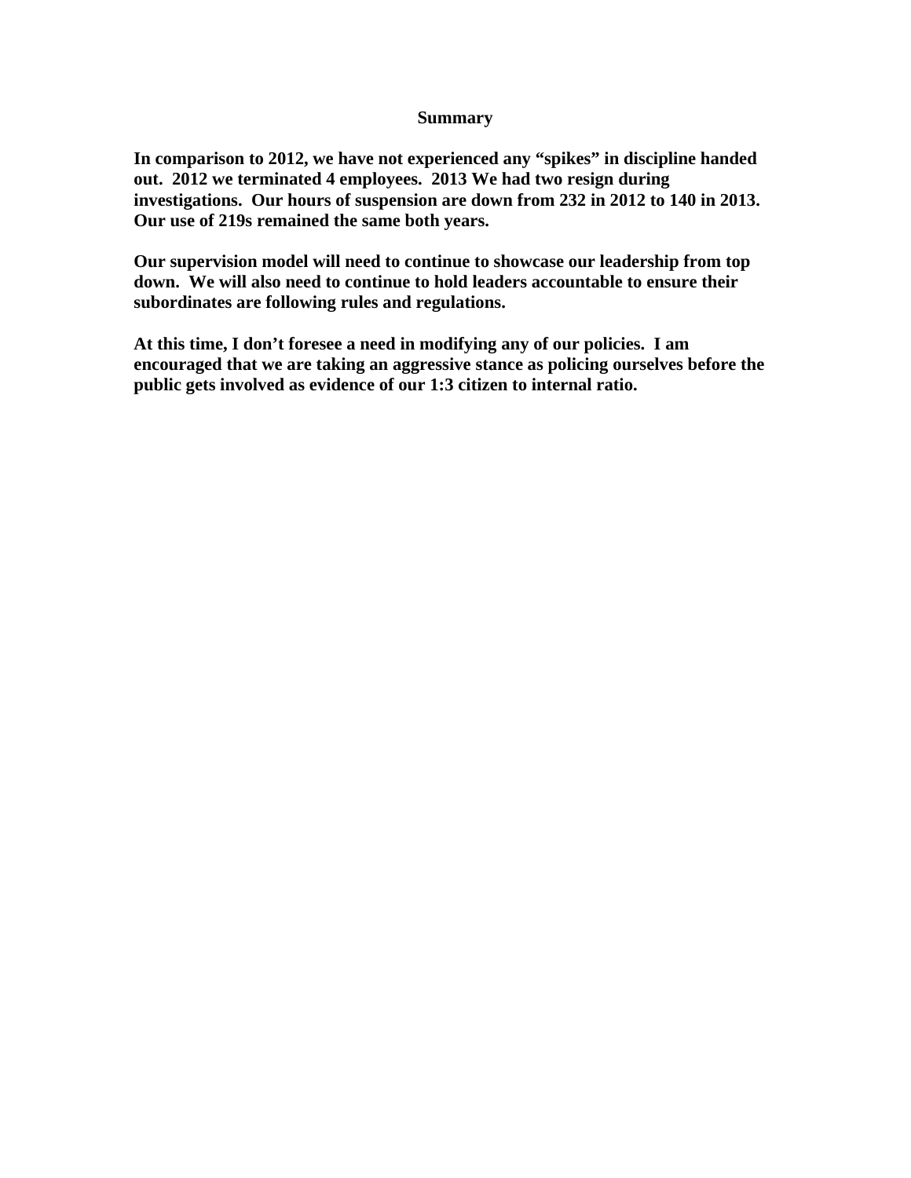**Summary**

**In comparison to 2012, we have not experienced any “spikes” in discipline handed out. 2012 we terminated 4 employees. 2013 We had two resign during investigations. Our hours of suspension are down from 232 in 2012 to 140 in 2013. Our use of 219s remained the same both years.**

**Our supervision model will need to continue to showcase our leadership from top down. We will also need to continue to hold leaders accountable to ensure their subordinates are following rules and regulations.**

**At this time, I don’t foresee a need in modifying any of our policies. I am encouraged that we are taking an aggressive stance as policing ourselves before the public gets involved as evidence of our 1:3 citizen to internal ratio.**